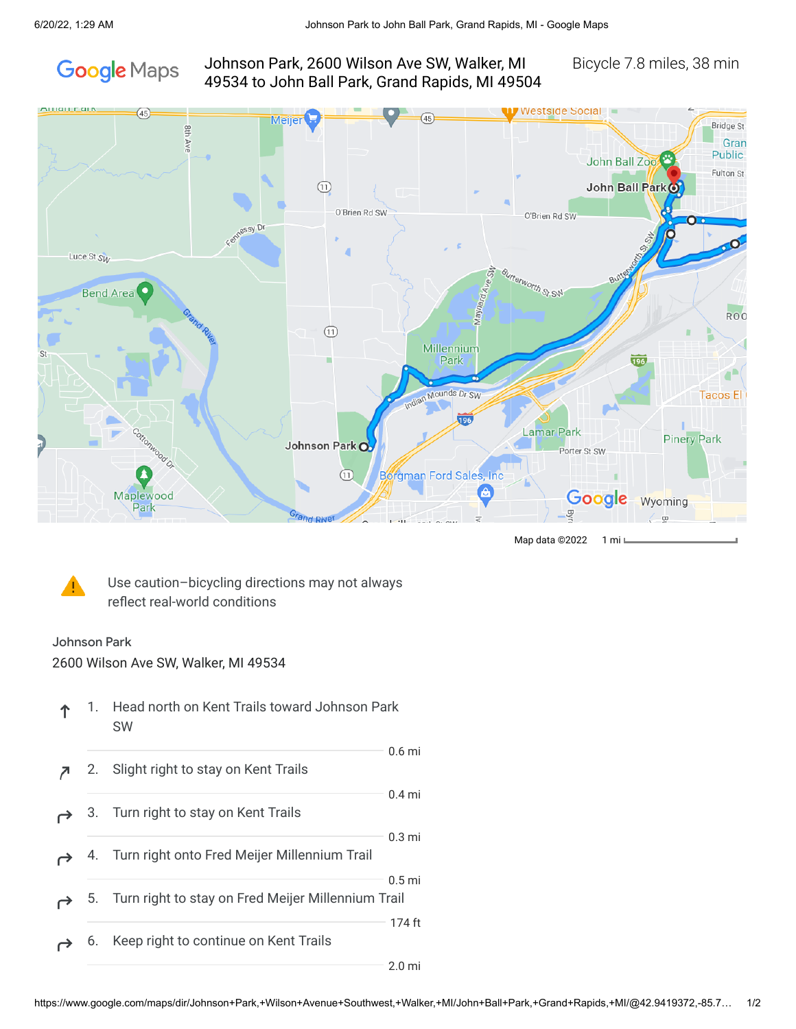**Johnson Park, 2600 Wilson Ave SW, Walker, MI 49534 to John Ball Park, Grand Rapids, MI 49504**

Bicycle 7.8 miles, 38 min

Map data ©2022 1 mi

⚠ Use caution–bicycling directions may not always reflect real-world conditions

Johnson Park
2600 Wilson Ave SW, Walker, MI 49534

1. Head north on Kent Trails toward Johnson Park SW
   0.6 mi
2. Slight right to stay on Kent Trails
   0.4 mi
3. Turn right to stay on Kent Trails
   0.3 mi
4. Turn right onto Fred Meijer Millennium Trail
   0.5 mi
5. Turn right to stay on Fred Meijer Millennium Trail
   174 ft
6. Keep right to continue on Kent Trails
   2.0 mi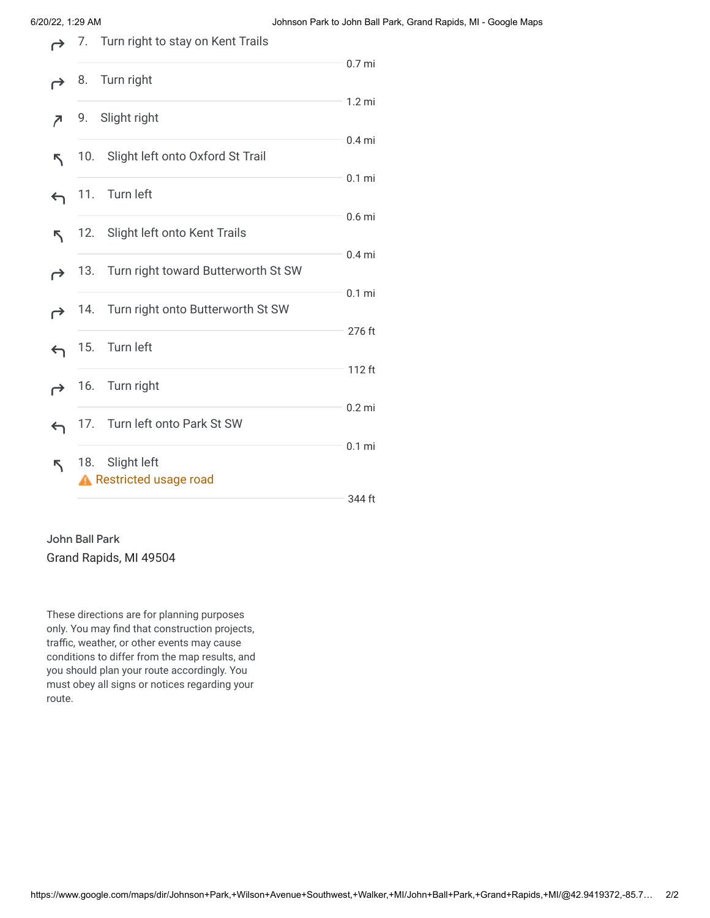7. Turn right to stay on Kent Trails

0.7 mi

8. Turn right

1.2 mi

9. Slight right

0.4 mi

10. Slight left onto Oxford St Trail

0.1 mi

11. Turn left

0.6 mi

12. Slight left onto Kent Trails

0.4 mi

13. Turn right toward Butterworth St SW

0.1 mi

14. Turn right onto Butterworth St SW

276 ft

15. Turn left

112 ft

16. Turn right

0.2 mi

17. Turn left onto Park St SW

0.1 mi

18. Slight left
⚠ Restricted usage road

344 ft

John Ball Park
Grand Rapids, MI 49504

These directions are for planning purposes only. You may find that construction projects, traffic, weather, or other events may cause conditions to differ from the map results, and you should plan your route accordingly. You must obey all signs or notices regarding your route.